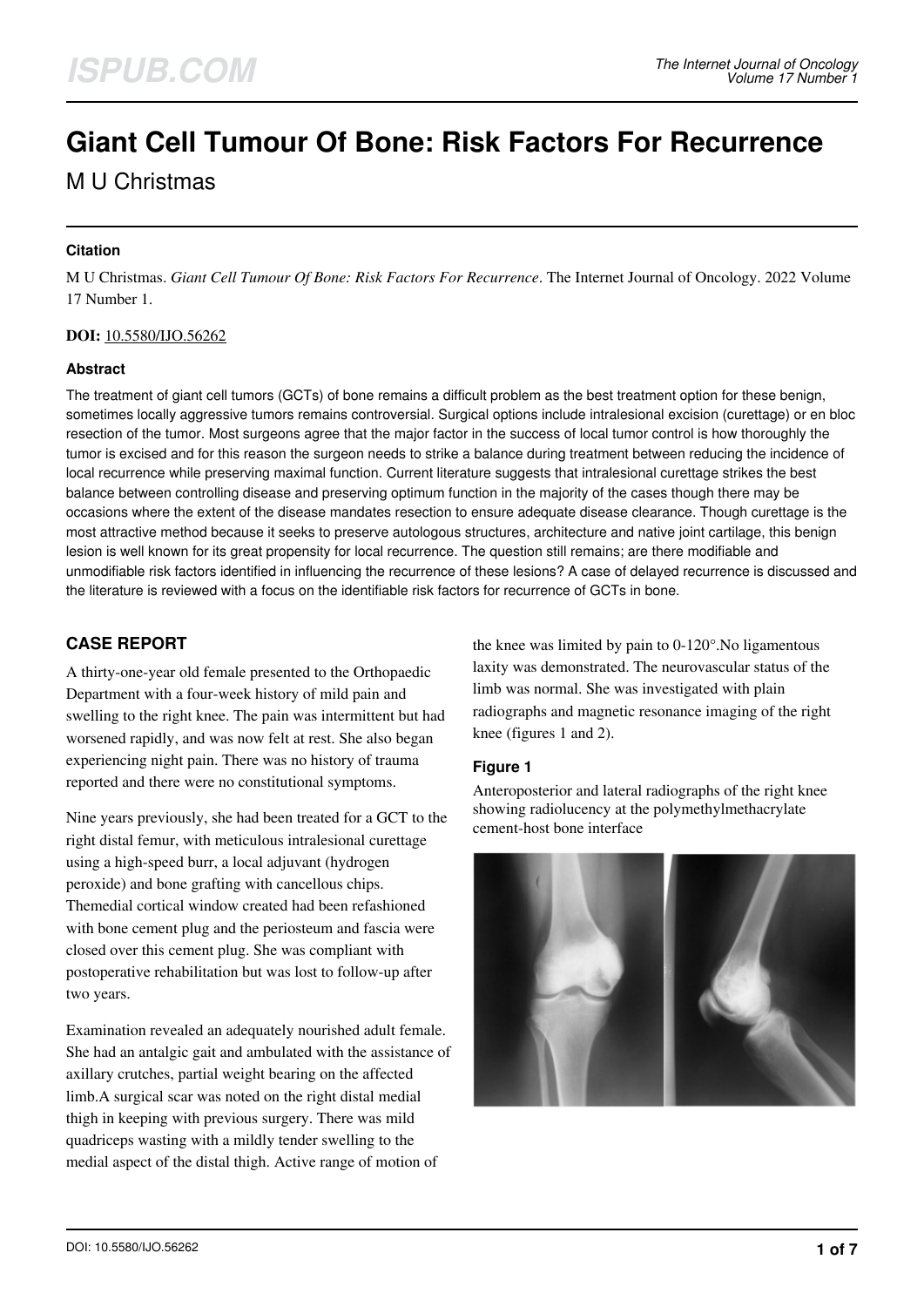# Giant Cell Tumour Of Bone: Risk Factors For Recurrence

M U Christmas

## Citation

M U Christmas. *Giant Cell Tumour Of Bone: Risk Factors For Recurrence*. The Internet Journal of Oncology. 2022 Volume 17 Number 1.

**DOI:** 10.5580/IJO.56262

## Abstract

The treatment of giant cell tumors (GCTs) of bone remains a difficult problem as the best treatment option for these benign, sometimes locally aggressive tumors remains controversial. Surgical options include intralesional excision (curettage) or en bloc resection of the tumor. Most surgeons agree that the major factor in the success of local tumor control is how thoroughly the tumor is excised and for this reason the surgeon needs to strike a balance during treatment between reducing the incidence of local recurrence while preserving maximal function. Current literature suggests that intralesional curettage strikes the best balance between controlling disease and preserving optimum function in the majority of the cases though there may be occasions where the extent of the disease mandates resection to ensure adequate disease clearance. Though curettage is the most attractive method because it seeks to preserve autologous structures, architecture and native joint cartilage, this benign lesion is well known for its great propensity for local recurrence. The question still remains; are there modifiable and unmodifiable risk factors identified in influencing the recurrence of these lesions? A case of delayed recurrence is discussed and the literature is reviewed with a focus on the identifiable risk factors for recurrence of GCTs in bone.

## CASE REPORT

A thirty-one-year old female presented to the Orthopaedic Department with a four-week history of mild pain and swelling to the right knee. The pain was intermittent but had worsened rapidly, and was now felt at rest. She also began experiencing night pain. There was no history of trauma reported and there were no constitutional symptoms.

Nine years previously, she had been treated for a GCT to the right distal femur, with meticulous intralesional curettage using a high-speed burr, a local adjuvant (hydrogen peroxide) and bone grafting with cancellous chips. Themedial cortical window created had been refashioned with bone cement plug and the periosteum and fascia were closed over this cement plug. She was compliant with postoperative rehabilitation but was lost to follow-up after two years.

Examination revealed an adequately nourished adult female. She had an antalgic gait and ambulated with the assistance of axillary crutches, partial weight bearing on the affected limb.A surgical scar was noted on the right distal medial thigh in keeping with previous surgery. There was mild quadriceps wasting with a mildly tender swelling to the medial aspect of the distal thigh. Active range of motion of the knee was limited by pain to 0-120°.No ligamentous laxity was demonstrated. The neurovascular status of the limb was normal. She was investigated with plain radiographs and magnetic resonance imaging of the right knee (figures 1 and 2).

### Figure 1

Anteroposterior and lateral radiographs of the right knee showing radiolucency at the polymethylmethacrylate cement-host bone interface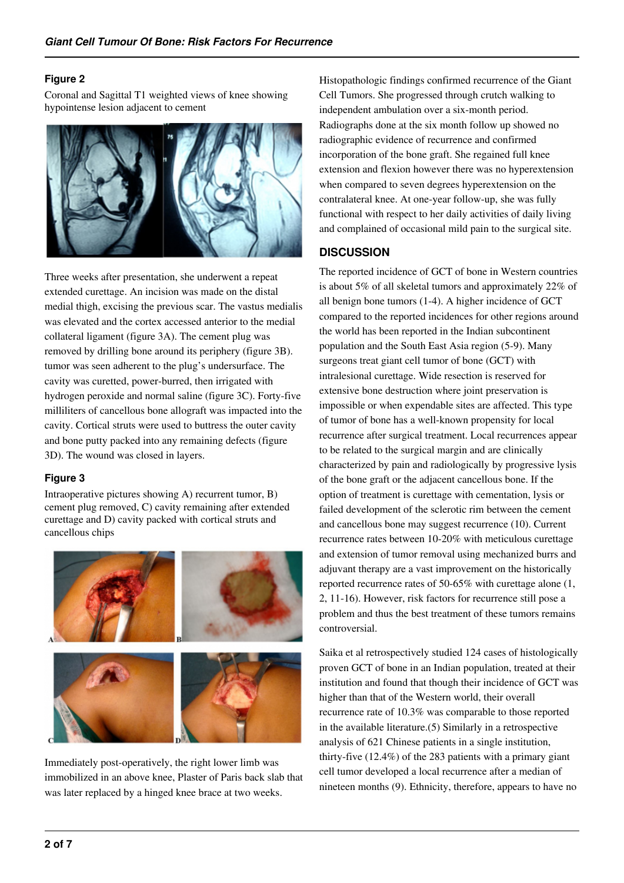**Figure 2**

Coronal and Sagittal T1 weighted views of knee showing hypointense lesion adjacent to cement

Three weeks after presentation, she underwent a repeat extended curettage. An incision was made on the distal medial thigh, excising the previous scar. The vastus medialis was elevated and the cortex accessed anterior to the medial collateral ligament (figure 3A). The cement plug was removed by drilling bone around its periphery (figure 3B). tumor was seen adherent to the plug's undersurface. The cavity was curetted, power-burred, then irrigated with hydrogen peroxide and normal saline (figure 3C). Forty-five milliliters of cancellous bone allograft was impacted into the cavity. Cortical struts were used to buttress the outer cavity and bone putty packed into any remaining defects (figure 3D). The wound was closed in layers.

**Figure 3**

Intraoperative pictures showing A) recurrent tumor, B) cement plug removed, C) cavity remaining after extended curettage and D) cavity packed with cortical struts and cancellous chips

Immediately post-operatively, the right lower limb was immobilized in an above knee, Plaster of Paris back slab that was later replaced by a hinged knee brace at two weeks. Histopathologic findings confirmed recurrence of the Giant Cell Tumors. She progressed through crutch walking to independent ambulation over a six-month period. Radiographs done at the six month follow up showed no radiographic evidence of recurrence and confirmed incorporation of the bone graft. She regained full knee extension and flexion however there was no hyperextension when compared to seven degrees hyperextension on the contralateral knee. At one-year follow-up, she was fully functional with respect to her daily activities of daily living and complained of occasional mild pain to the surgical site.

## DISCUSSION

The reported incidence of GCT of bone in Western countries is about 5% of all skeletal tumors and approximately 22% of all benign bone tumors (1-4). A higher incidence of GCT compared to the reported incidences for other regions around the world has been reported in the Indian subcontinent population and the South East Asia region (5-9). Many surgeons treat giant cell tumor of bone (GCT) with intralesional curettage. Wide resection is reserved for extensive bone destruction where joint preservation is impossible or when expendable sites are affected. This type of tumor of bone has a well-known propensity for local recurrence after surgical treatment. Local recurrences appear to be related to the surgical margin and are clinically characterized by pain and radiologically by progressive lysis of the bone graft or the adjacent cancellous bone. If the option of treatment is curettage with cementation, lysis or failed development of the sclerotic rim between the cement and cancellous bone may suggest recurrence (10). Current recurrence rates between 10-20% with meticulous curettage and extension of tumor removal using mechanized burrs and adjuvant therapy are a vast improvement on the historically reported recurrence rates of 50-65% with curettage alone (1, 2, 11-16). However, risk factors for recurrence still pose a problem and thus the best treatment of these tumors remains controversial.

Saika et al retrospectively studied 124 cases of histologically proven GCT of bone in an Indian population, treated at their institution and found that though their incidence of GCT was higher than that of the Western world, their overall recurrence rate of 10.3% was comparable to those reported in the available literature.(5) Similarly in a retrospective analysis of 621 Chinese patients in a single institution, thirty-five (12.4%) of the 283 patients with a primary giant cell tumor developed a local recurrence after a median of nineteen months (9). Ethnicity, therefore, appears to have no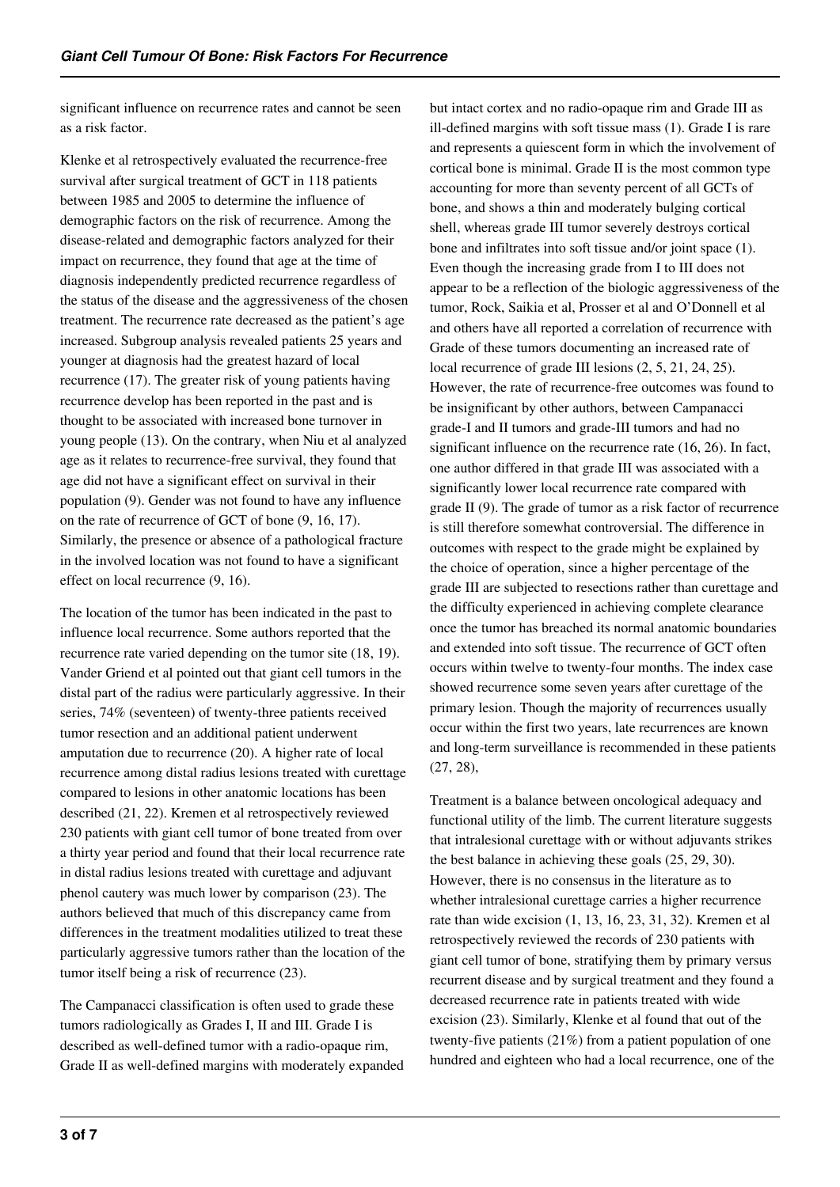significant influence on recurrence rates and cannot be seen as a risk factor.

Klenke et al retrospectively evaluated the recurrence-free survival after surgical treatment of GCT in 118 patients between 1985 and 2005 to determine the influence of demographic factors on the risk of recurrence. Among the disease-related and demographic factors analyzed for their impact on recurrence, they found that age at the time of diagnosis independently predicted recurrence regardless of the status of the disease and the aggressiveness of the chosen treatment. The recurrence rate decreased as the patient's age increased. Subgroup analysis revealed patients 25 years and younger at diagnosis had the greatest hazard of local recurrence (17). The greater risk of young patients having recurrence develop has been reported in the past and is thought to be associated with increased bone turnover in young people (13). On the contrary, when Niu et al analyzed age as it relates to recurrence-free survival, they found that age did not have a significant effect on survival in their population (9). Gender was not found to have any influence on the rate of recurrence of GCT of bone (9, 16, 17). Similarly, the presence or absence of a pathological fracture in the involved location was not found to have a significant effect on local recurrence (9, 16).

The location of the tumor has been indicated in the past to influence local recurrence. Some authors reported that the recurrence rate varied depending on the tumor site (18, 19). Vander Griend et al pointed out that giant cell tumors in the distal part of the radius were particularly aggressive. In their series, 74% (seventeen) of twenty-three patients received tumor resection and an additional patient underwent amputation due to recurrence (20). A higher rate of local recurrence among distal radius lesions treated with curettage compared to lesions in other anatomic locations has been described (21, 22). Kremen et al retrospectively reviewed 230 patients with giant cell tumor of bone treated from over a thirty year period and found that their local recurrence rate in distal radius lesions treated with curettage and adjuvant phenol cautery was much lower by comparison (23). The authors believed that much of this discrepancy came from differences in the treatment modalities utilized to treat these particularly aggressive tumors rather than the location of the tumor itself being a risk of recurrence (23).

The Campanacci classification is often used to grade these tumors radiologically as Grades I, II and III. Grade I is described as well-defined tumor with a radio-opaque rim, Grade II as well-defined margins with moderately expanded but intact cortex and no radio-opaque rim and Grade III as ill-defined margins with soft tissue mass (1). Grade I is rare and represents a quiescent form in which the involvement of cortical bone is minimal. Grade II is the most common type accounting for more than seventy percent of all GCTs of bone, and shows a thin and moderately bulging cortical shell, whereas grade III tumor severely destroys cortical bone and infiltrates into soft tissue and/or joint space (1). Even though the increasing grade from I to III does not appear to be a reflection of the biologic aggressiveness of the tumor, Rock, Saikia et al, Prosser et al and O'Donnell et al and others have all reported a correlation of recurrence with Grade of these tumors documenting an increased rate of local recurrence of grade III lesions (2, 5, 21, 24, 25). However, the rate of recurrence-free outcomes was found to be insignificant by other authors, between Campanacci grade-I and II tumors and grade-III tumors and had no significant influence on the recurrence rate (16, 26). In fact, one author differed in that grade III was associated with a significantly lower local recurrence rate compared with grade II (9). The grade of tumor as a risk factor of recurrence is still therefore somewhat controversial. The difference in outcomes with respect to the grade might be explained by the choice of operation, since a higher percentage of the grade III are subjected to resections rather than curettage and the difficulty experienced in achieving complete clearance once the tumor has breached its normal anatomic boundaries and extended into soft tissue. The recurrence of GCT often occurs within twelve to twenty-four months. The index case showed recurrence some seven years after curettage of the primary lesion. Though the majority of recurrences usually occur within the first two years, late recurrences are known and long-term surveillance is recommended in these patients (27, 28),

Treatment is a balance between oncological adequacy and functional utility of the limb. The current literature suggests that intralesional curettage with or without adjuvants strikes the best balance in achieving these goals (25, 29, 30). However, there is no consensus in the literature as to whether intralesional curettage carries a higher recurrence rate than wide excision (1, 13, 16, 23, 31, 32). Kremen et al retrospectively reviewed the records of 230 patients with giant cell tumor of bone, stratifying them by primary versus recurrent disease and by surgical treatment and they found a decreased recurrence rate in patients treated with wide excision (23). Similarly, Klenke et al found that out of the twenty-five patients (21%) from a patient population of one hundred and eighteen who had a local recurrence, one of the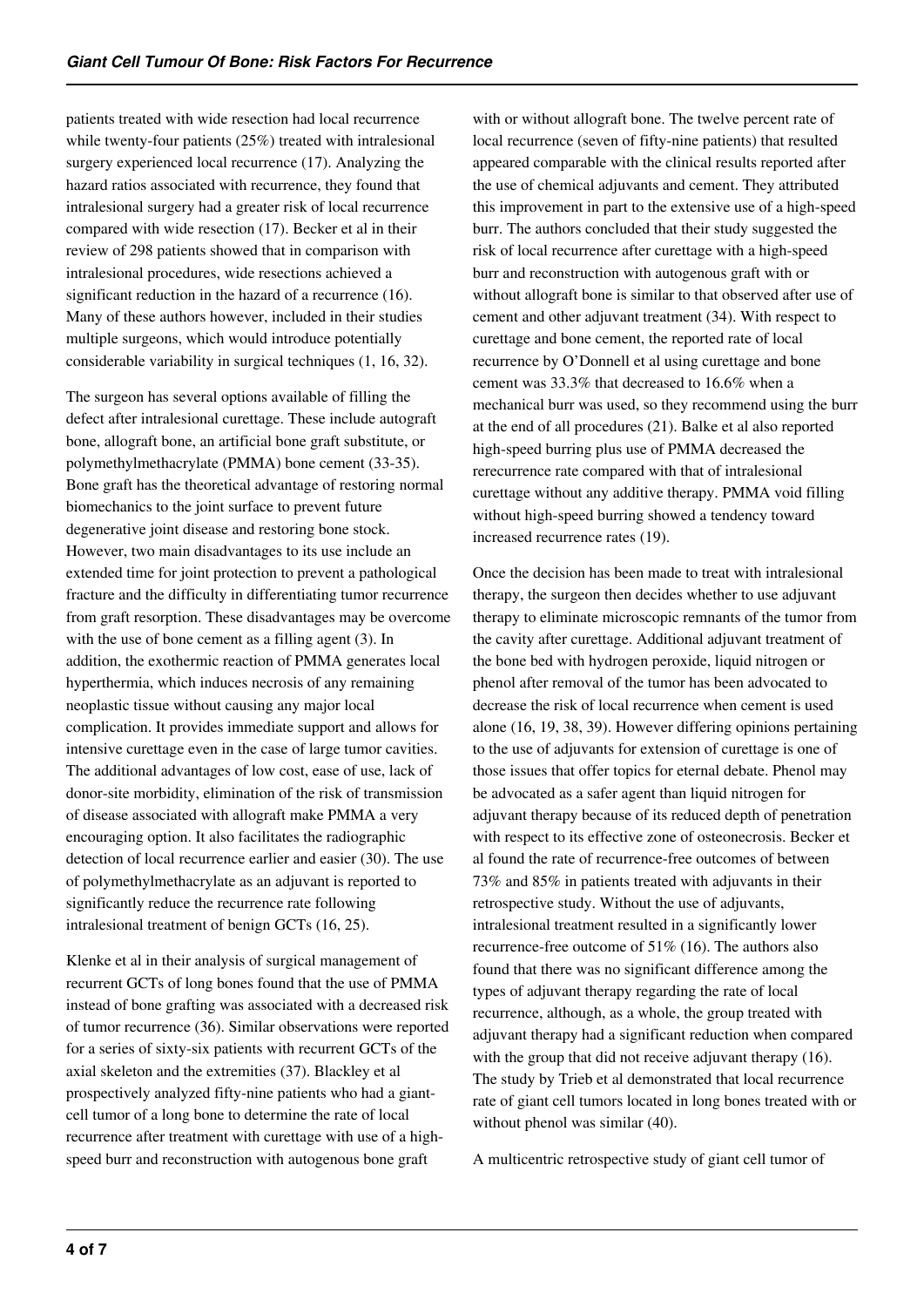patients treated with wide resection had local recurrence while twenty-four patients (25%) treated with intralesional surgery experienced local recurrence (17). Analyzing the hazard ratios associated with recurrence, they found that intralesional surgery had a greater risk of local recurrence compared with wide resection (17). Becker et al in their review of 298 patients showed that in comparison with intralesional procedures, wide resections achieved a significant reduction in the hazard of a recurrence (16). Many of these authors however, included in their studies multiple surgeons, which would introduce potentially considerable variability in surgical techniques (1, 16, 32).

The surgeon has several options available of filling the defect after intralesional curettage. These include autograft bone, allograft bone, an artificial bone graft substitute, or polymethylmethacrylate (PMMA) bone cement (33-35). Bone graft has the theoretical advantage of restoring normal biomechanics to the joint surface to prevent future degenerative joint disease and restoring bone stock. However, two main disadvantages to its use include an extended time for joint protection to prevent a pathological fracture and the difficulty in differentiating tumor recurrence from graft resorption. These disadvantages may be overcome with the use of bone cement as a filling agent (3). In addition, the exothermic reaction of PMMA generates local hyperthermia, which induces necrosis of any remaining neoplastic tissue without causing any major local complication. It provides immediate support and allows for intensive curettage even in the case of large tumor cavities. The additional advantages of low cost, ease of use, lack of donor-site morbidity, elimination of the risk of transmission of disease associated with allograft make PMMA a very encouraging option. It also facilitates the radiographic detection of local recurrence earlier and easier (30). The use of polymethylmethacrylate as an adjuvant is reported to significantly reduce the recurrence rate following intralesional treatment of benign GCTs (16, 25).

Klenke et al in their analysis of surgical management of recurrent GCTs of long bones found that the use of PMMA instead of bone grafting was associated with a decreased risk of tumor recurrence (36). Similar observations were reported for a series of sixty-six patients with recurrent GCTs of the axial skeleton and the extremities (37). Blackley et al prospectively analyzed fifty-nine patients who had a giant-cell tumor of a long bone to determine the rate of local recurrence after treatment with curettage with use of a high-speed burr and reconstruction with autogenous bone graft with or without allograft bone. The twelve percent rate of local recurrence (seven of fifty-nine patients) that resulted appeared comparable with the clinical results reported after the use of chemical adjuvants and cement. They attributed this improvement in part to the extensive use of a high-speed burr. The authors concluded that their study suggested the risk of local recurrence after curettage with a high-speed burr and reconstruction with autogenous graft with or without allograft bone is similar to that observed after use of cement and other adjuvant treatment (34). With respect to curettage and bone cement, the reported rate of local recurrence by O'Donnell et al using curettage and bone cement was 33.3% that decreased to 16.6% when a mechanical burr was used, so they recommend using the burr at the end of all procedures (21). Balke et al also reported high-speed burring plus use of PMMA decreased the rerecurrence rate compared with that of intralesional curettage without any additive therapy. PMMA void filling without high-speed burring showed a tendency toward increased recurrence rates (19).

Once the decision has been made to treat with intralesional therapy, the surgeon then decides whether to use adjuvant therapy to eliminate microscopic remnants of the tumor from the cavity after curettage. Additional adjuvant treatment of the bone bed with hydrogen peroxide, liquid nitrogen or phenol after removal of the tumor has been advocated to decrease the risk of local recurrence when cement is used alone (16, 19, 38, 39). However differing opinions pertaining to the use of adjuvants for extension of curettage is one of those issues that offer topics for eternal debate. Phenol may be advocated as a safer agent than liquid nitrogen for adjuvant therapy because of its reduced depth of penetration with respect to its effective zone of osteonecrosis. Becker et al found the rate of recurrence-free outcomes of between 73% and 85% in patients treated with adjuvants in their retrospective study. Without the use of adjuvants, intralesional treatment resulted in a significantly lower recurrence-free outcome of 51% (16). The authors also found that there was no significant difference among the types of adjuvant therapy regarding the rate of local recurrence, although, as a whole, the group treated with adjuvant therapy had a significant reduction when compared with the group that did not receive adjuvant therapy (16). The study by Trieb et al demonstrated that local recurrence rate of giant cell tumors located in long bones treated with or without phenol was similar (40).

A multicentric retrospective study of giant cell tumor of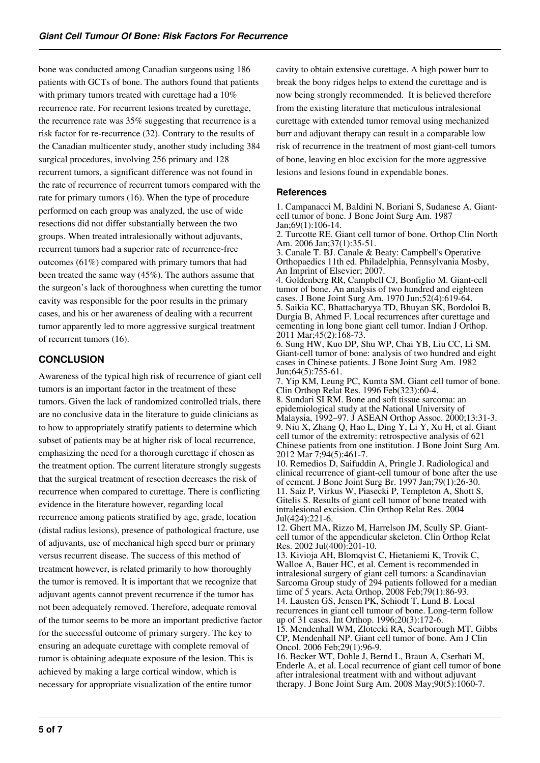bone was conducted among Canadian surgeons using 186 patients with GCTs of bone. The authors found that patients with primary tumors treated with curettage had a 10% recurrence rate. For recurrent lesions treated by curettage, the recurrence rate was 35% suggesting that recurrence is a risk factor for re-recurrence (32). Contrary to the results of the Canadian multicenter study, another study including 384 surgical procedures, involving 256 primary and 128 recurrent tumors, a significant difference was not found in the rate of recurrence of recurrent tumors compared with the rate for primary tumors (16). When the type of procedure performed on each group was analyzed, the use of wide resections did not differ substantially between the two groups. When treated intralesionally without adjuvants, recurrent tumors had a superior rate of recurrence-free outcomes (61%) compared with primary tumors that had been treated the same way (45%). The authors assume that the surgeon's lack of thoroughness when curetting the tumor cavity was responsible for the poor results in the primary cases, and his or her awareness of dealing with a recurrent tumor apparently led to more aggressive surgical treatment of recurrent tumors (16).

## CONCLUSION

Awareness of the typical high risk of recurrence of giant cell tumors is an important factor in the treatment of these tumors. Given the lack of randomized controlled trials, there are no conclusive data in the literature to guide clinicians as to how to appropriately stratify patients to determine which subset of patients may be at higher risk of local recurrence, emphasizing the need for a thorough curettage if chosen as the treatment option. The current literature strongly suggests that the surgical treatment of resection decreases the risk of recurrence when compared to curettage. There is conflicting evidence in the literature however, regarding local recurrence among patients stratified by age, grade, location (distal radius lesions), presence of pathological fracture, use of adjuvants, use of mechanical high speed burr or primary versus recurrent disease. The success of this method of treatment however, is related primarily to how thoroughly the tumor is removed. It is important that we recognize that adjuvant agents cannot prevent recurrence if the tumor has not been adequately removed. Therefore, adequate removal of the tumor seems to be more an important predictive factor for the successful outcome of primary surgery. The key to ensuring an adequate curettage with complete removal of tumor is obtaining adequate exposure of the lesion. This is achieved by making a large cortical window, which is necessary for appropriate visualization of the entire tumor cavity to obtain extensive curettage. A high power burr to break the bony ridges helps to extend the curettage and is now being strongly recommended. It is believed therefore from the existing literature that meticulous intralesional curettage with extended tumor removal using mechanized burr and adjuvant therapy can result in a comparable low risk of recurrence in the treatment of most giant-cell tumors of bone, leaving en bloc excision for the more aggressive lesions and lesions found in expendable bones.

## References

1. Campanacci M, Baldini N, Boriani S, Sudanese A. Giant-cell tumor of bone. J Bone Joint Surg Am. 1987 Jan;69(1):106-14.
2. Turcotte RE. Giant cell tumor of bone. Orthop Clin North Am. 2006 Jan;37(1):35-51.
3. Canale T. BJ. Canale & Beaty: Campbell's Operative Orthopaedics 11th ed. Philadelphia, Pennsylvania Mosby, An Imprint of Elsevier; 2007.
4. Goldenberg RR, Campbell CJ, Bonfiglio M. Giant-cell tumor of bone. An analysis of two hundred and eighteen cases. J Bone Joint Surg Am. 1970 Jun;52(4):619-64.
5. Saikia KC, Bhattacharyya TD, Bhuyan SK, Bordoloi B, Durgia B, Ahmed F. Local recurrences after curettage and cementing in long bone giant cell tumor. Indian J Orthop. 2011 Mar;45(2):168-73.
6. Sung HW, Kuo DP, Shu WP, Chai YB, Liu CC, Li SM. Giant-cell tumor of bone: analysis of two hundred and eight cases in Chinese patients. J Bone Joint Surg Am. 1982 Jun;64(5):755-61.
7. Yip KM, Leung PC, Kumta SM. Giant cell tumor of bone. Clin Orthop Relat Res. 1996 Feb(323):60-4.
8. Sundari SI RM. Bone and soft tissue sarcoma: an epidemiological study at the National University of Malaysia, 1992–97. J ASEAN Orthop Assoc. 2000;13:31-3.
9. Niu X, Zhang Q, Hao L, Ding Y, Li Y, Xu H, et al. Giant cell tumor of the extremity: retrospective analysis of 621 Chinese patients from one institution. J Bone Joint Surg Am. 2012 Mar 7;94(5):461-7.
10. Remedios D, Saifuddin A, Pringle J. Radiological and clinical recurrence of giant-cell tumour of bone after the use of cement. J Bone Joint Surg Br. 1997 Jan;79(1):26-30.
11. Saiz P, Virkus W, Piasecki P, Templeton A, Shott S, Gitelis S. Results of giant cell tumor of bone treated with intralesional excision. Clin Orthop Relat Res. 2004 Jul(424):221-6.
12. Ghert MA, Rizzo M, Harrelson JM, Scully SP. Giant-cell tumor of the appendicular skeleton. Clin Orthop Relat Res. 2002 Jul(400):201-10.
13. Kivioja AH, Blomqvist C, Hietaniemi K, Trovik C, Walloe A, Bauer HC, et al. Cement is recommended in intralesional surgery of giant cell tumors: a Scandinavian Sarcoma Group study of 294 patients followed for a median time of 5 years. Acta Orthop. 2008 Feb;79(1):86-93.
14. Lausten GS, Jensen PK, Schiodt T, Lund B. Local recurrences in giant cell tumour of bone. Long-term follow up of 31 cases. Int Orthop. 1996;20(3):172-6.
15. Mendenhall WM, Zlotecki RA, Scarborough MT, Gibbs CP, Mendenhall NP. Giant cell tumor of bone. Am J Clin Oncol. 2006 Feb;29(1):96-9.
16. Becker WT, Dohle J, Bernd L, Braun A, Cserhati M, Enderle A, et al. Local recurrence of giant cell tumor of bone after intralesional treatment with and without adjuvant therapy. J Bone Joint Surg Am. 2008 May;90(5):1060-7.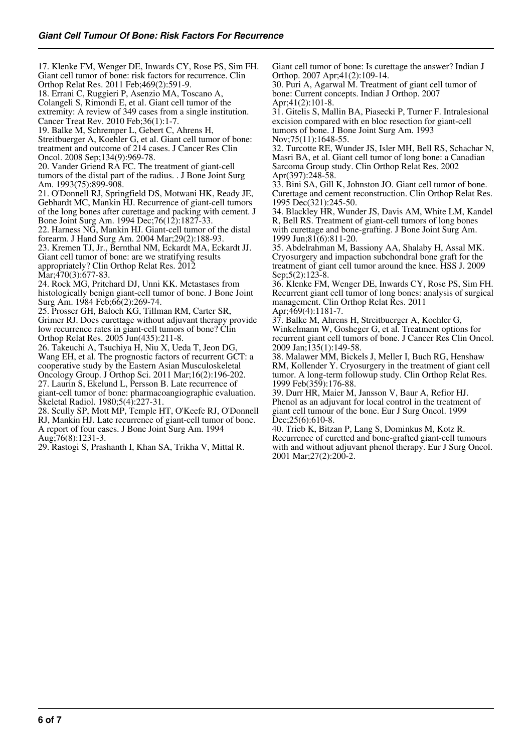17. Klenke FM, Wenger DE, Inwards CY, Rose PS, Sim FH. Giant cell tumor of bone: risk factors for recurrence. Clin Orthop Relat Res. 2011 Feb;469(2):591-9.
18. Errani C, Ruggieri P, Asenzio MA, Toscano A, Colangeli S, Rimondi E, et al. Giant cell tumor of the extremity: A review of 349 cases from a single institution. Cancer Treat Rev. 2010 Feb;36(1):1-7.
19. Balke M, Schremper L, Gebert C, Ahrens H, Streitbuerger A, Koehler G, et al. Giant cell tumor of bone: treatment and outcome of 214 cases. J Cancer Res Clin Oncol. 2008 Sep;134(9):969-78.
20. Vander Griend RA FC. The treatment of giant-cell tumors of the distal part of the radius. . J Bone Joint Surg Am. 1993(75):899-908.
21. O'Donnell RJ, Springfield DS, Motwani HK, Ready JE, Gebhardt MC, Mankin HJ. Recurrence of giant-cell tumors of the long bones after curettage and packing with cement. J Bone Joint Surg Am. 1994 Dec;76(12):1827-33.
22. Harness NG, Mankin HJ. Giant-cell tumor of the distal forearm. J Hand Surg Am. 2004 Mar;29(2):188-93.
23. Kremen TJ, Jr., Bernthal NM, Eckardt MA, Eckardt JJ. Giant cell tumor of bone: are we stratifying results appropriately? Clin Orthop Relat Res. 2012 Mar;470(3):677-83.
24. Rock MG, Pritchard DJ, Unni KK. Metastases from histologically benign giant-cell tumor of bone. J Bone Joint Surg Am. 1984 Feb;66(2):269-74.
25. Prosser GH, Baloch KG, Tillman RM, Carter SR, Grimer RJ. Does curettage without adjuvant therapy provide low recurrence rates in giant-cell tumors of bone? Clin Orthop Relat Res. 2005 Jun(435):211-8.
26. Takeuchi A, Tsuchiya H, Niu X, Ueda T, Jeon DG, Wang EH, et al. The prognostic factors of recurrent GCT: a cooperative study by the Eastern Asian Musculoskeletal Oncology Group. J Orthop Sci. 2011 Mar;16(2):196-202.
27. Laurin S, Ekelund L, Persson B. Late recurrence of giant-cell tumor of bone: pharmacoangiographic evaluation. Skeletal Radiol. 1980;5(4):227-31.
28. Scully SP, Mott MP, Temple HT, O'Keefe RJ, O'Donnell RJ, Mankin HJ. Late recurrence of giant-cell tumor of bone. A report of four cases. J Bone Joint Surg Am. 1994 Aug;76(8):1231-3.
29. Rastogi S, Prashanth I, Khan SA, Trikha V, Mittal R. Giant cell tumor of bone: Is curettage the answer? Indian J Orthop. 2007 Apr;41(2):109-14.
30. Puri A, Agarwal M. Treatment of giant cell tumor of bone: Current concepts. Indian J Orthop. 2007 Apr;41(2):101-8.
31. Gitelis S, Mallin BA, Piasecki P, Turner F. Intralesional excision compared with en bloc resection for giant-cell tumors of bone. J Bone Joint Surg Am. 1993 Nov;75(11):1648-55.
32. Turcotte RE, Wunder JS, Isler MH, Bell RS, Schachar N, Masri BA, et al. Giant cell tumor of long bone: a Canadian Sarcoma Group study. Clin Orthop Relat Res. 2002 Apr(397):248-58.
33. Bini SA, Gill K, Johnston JO. Giant cell tumor of bone. Curettage and cement reconstruction. Clin Orthop Relat Res. 1995 Dec(321):245-50.
34. Blackley HR, Wunder JS, Davis AM, White LM, Kandel R, Bell RS. Treatment of giant-cell tumors of long bones with curettage and bone-grafting. J Bone Joint Surg Am. 1999 Jun;81(6):811-20.
35. Abdelrahman M, Bassiony AA, Shalaby H, Assal MK. Cryosurgery and impaction subchondral bone graft for the treatment of giant cell tumor around the knee. HSS J. 2009 Sep;5(2):123-8.
36. Klenke FM, Wenger DE, Inwards CY, Rose PS, Sim FH. Recurrent giant cell tumor of long bones: analysis of surgical management. Clin Orthop Relat Res. 2011 Apr;469(4):1181-7.
37. Balke M, Ahrens H, Streitbuerger A, Koehler G, Winkelmann W, Gosheger G, et al. Treatment options for recurrent giant cell tumors of bone. J Cancer Res Clin Oncol. 2009 Jan;135(1):149-58.
38. Malawer MM, Bickels J, Meller I, Buch RG, Henshaw RM, Kollender Y. Cryosurgery in the treatment of giant cell tumor. A long-term followup study. Clin Orthop Relat Res. 1999 Feb(359):176-88.
39. Durr HR, Maier M, Jansson V, Baur A, Refior HJ. Phenol as an adjuvant for local control in the treatment of giant cell tumour of the bone. Eur J Surg Oncol. 1999 Dec;25(6):610-8.
40. Trieb K, Bitzan P, Lang S, Dominkus M, Kotz R. Recurrence of curetted and bone-grafted giant-cell tumours with and without adjuvant phenol therapy. Eur J Surg Oncol. 2001 Mar;27(2):200-2.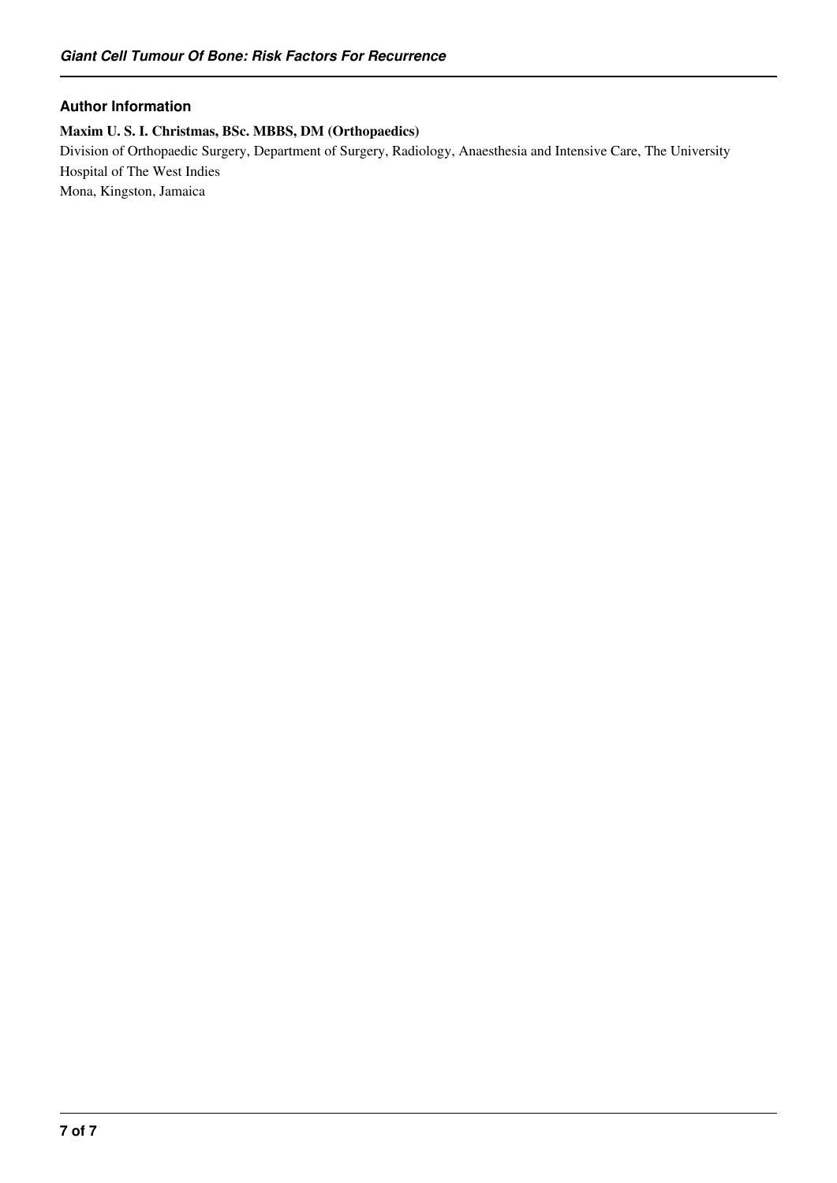## Author Information

**Maxim U. S. I. Christmas, BSc. MBBS, DM (Orthopaedics)**

Division of Orthopaedic Surgery, Department of Surgery, Radiology, Anaesthesia and Intensive Care, The University Hospital of The West Indies

Mona, Kingston, Jamaica